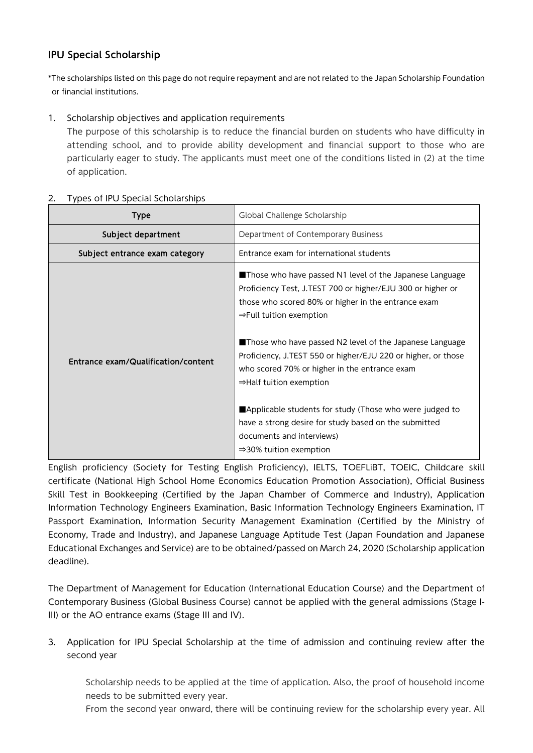## IPU Special Scholarship

*The scholarships listed on this page do not require repayment and are not related to the Japan Scholarship Foundation or financial institutions.

1. Scholarship objectives and application requirements

   The purpose of this scholarship is to reduce the financial burden on students who have difficulty in attending school, and to provide ability development and financial support to those who are particularly eager to study. The applicants must meet one of the conditions listed in (2) at the time of application.

2. Types of IPU Special Scholarships

| Type | Global Challenge Scholarship |
|---|---|
| Subject department | Department of Contemporary Business |
| Subject entrance exam category | Entrance exam for international students |
| Entrance exam/Qualification/content | ■Those who have passed N1 level of the Japanese Language Proficiency Test, J.TEST 700 or higher/EJU 300 or higher or those who scored 80% or higher in the entrance exam<br>⇒Full tuition exemption<br><br>■Those who have passed N2 level of the Japanese Language Proficiency, J.TEST 550 or higher/EJU 220 or higher, or those who scored 70% or higher in the entrance exam<br>⇒Half tuition exemption<br><br>■Applicable students for study (Those who were judged to have a strong desire for study based on the submitted documents and interviews)<br>⇒30% tuition exemption |

English proficiency (Society for Testing English Proficiency), IELTS, TOEFLiBT, TOEIC, Childcare skill certificate (National High School Home Economics Education Promotion Association), Official Business Skill Test in Bookkeeping (Certified by the Japan Chamber of Commerce and Industry), Application Information Technology Engineers Examination, Basic Information Technology Engineers Examination, IT Passport Examination, Information Security Management Examination (Certified by the Ministry of Economy, Trade and Industry), and Japanese Language Aptitude Test (Japan Foundation and Japanese Educational Exchanges and Service) are to be obtained/passed on March 24, 2020 (Scholarship application deadline).

The Department of Management for Education (International Education Course) and the Department of Contemporary Business (Global Business Course) cannot be applied with the general admissions (Stage I-III) or the AO entrance exams (Stage III and IV).

3. Application for IPU Special Scholarship at the time of admission and continuing review after the second year

   Scholarship needs to be applied at the time of application. Also, the proof of household income needs to be submitted every year.

   From the second year onward, there will be continuing review for the scholarship every year. All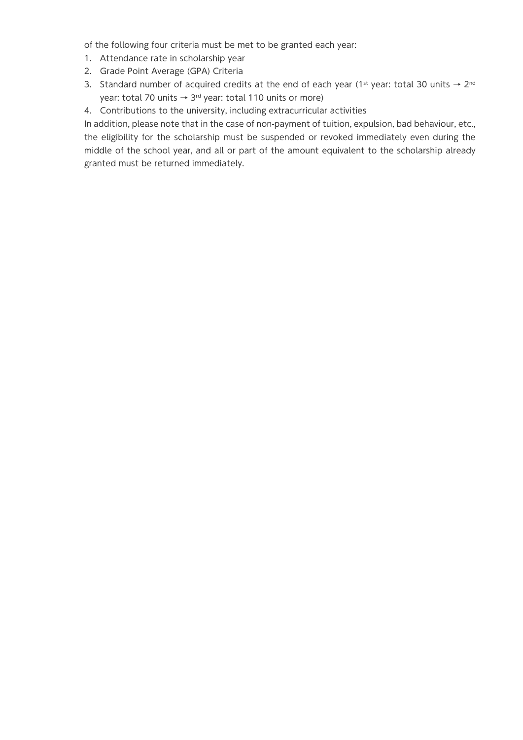of the following four criteria must be met to be granted each year:

1. Attendance rate in scholarship year
2. Grade Point Average (GPA) Criteria
3. Standard number of acquired credits at the end of each year (1st year: total 30 units → 2nd year: total 70 units → 3rd year: total 110 units or more)
4. Contributions to the university, including extracurricular activities

In addition, please note that in the case of non-payment of tuition, expulsion, bad behaviour, etc., the eligibility for the scholarship must be suspended or revoked immediately even during the middle of the school year, and all or part of the amount equivalent to the scholarship already granted must be returned immediately.